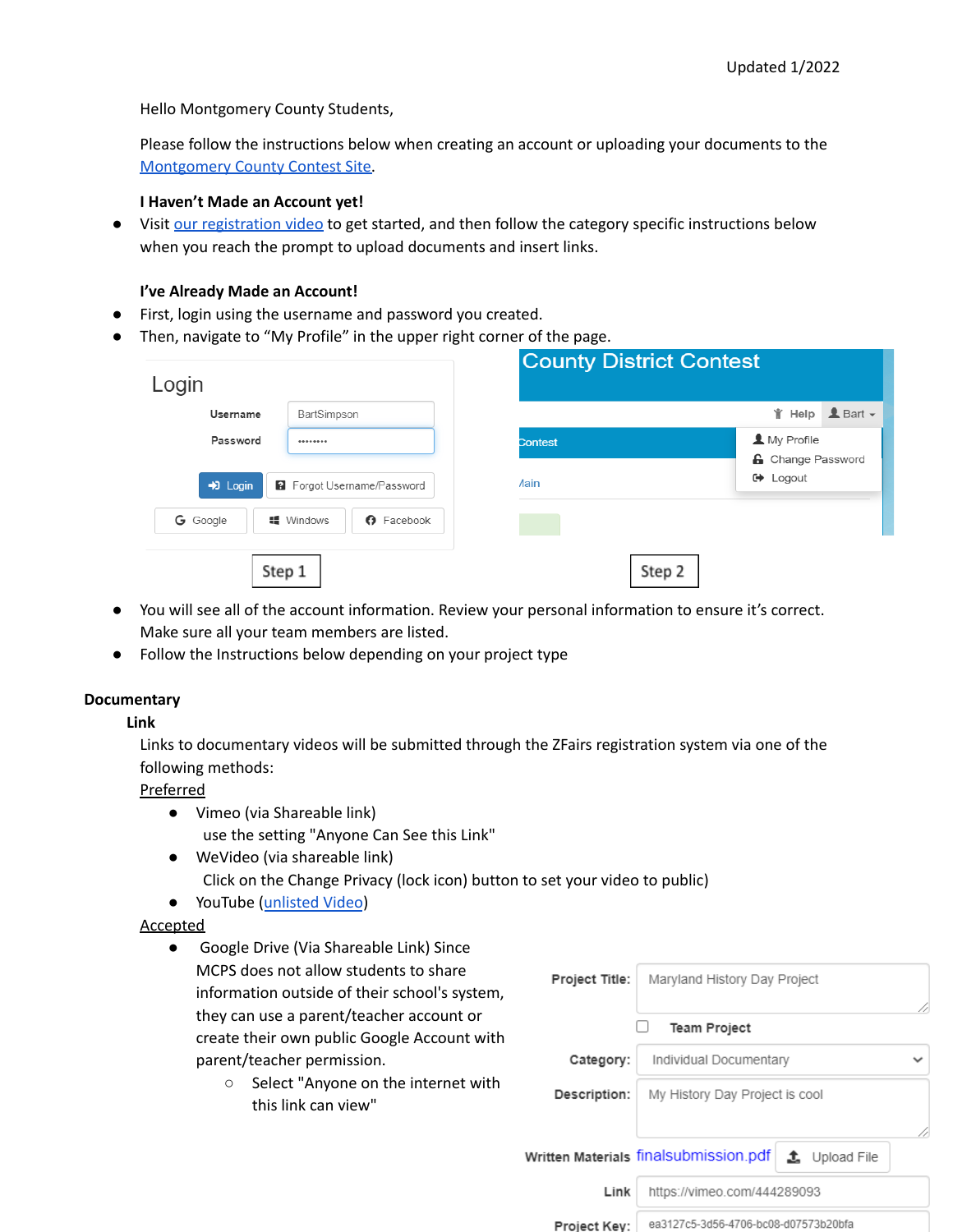Updated 1/2022

Hello Montgomery County Students,

Please follow the instructions below when creating an account or uploading your documents to the Montgomery County Contest Site.

**I Haven't Made an Account yet!**

- Visit our registration video to get started, and then follow the category specific instructions below when you reach the prompt to upload documents and insert links.

**I've Already Made an Account!**

- First, login using the username and password you created.
- Then, navigate to "My Profile" in the upper right corner of the page.

Login

Username: BartSimpson

Password: ••••••••

Login | Forgot Username/Password

Google | Windows | Facebook

Step 1

County District Contest

Help | Bart

My Profile

Change Password

Logout

Step 2

- You will see all of the account information. Review your personal information to ensure it's correct. Make sure all your team members are listed.
- Follow the Instructions below depending on your project type

**Documentary**

**Link**

Links to documentary videos will be submitted through the ZFairs registration system via one of the following methods:

Preferred

- Vimeo (via Shareable link)
  use the setting "Anyone Can See this Link"
- WeVideo (via shareable link)
  Click on the Change Privacy (lock icon) button to set your video to public)
- YouTube (unlisted Video)

Accepted

- Google Drive (Via Shareable Link) Since MCPS does not allow students to share information outside of their school's system, they can use a parent/teacher account or create their own public Google Account with parent/teacher permission.
  - Select "Anyone on the internet with this link can view"

Project Title: Maryland History Day Project

Team Project

Category: Individual Documentary

Description: My History Day Project is cool

Written Materials: finalsubmission.pdf | Upload File

Link: https://vimeo.com/444289093

Project Key: ea3127c5-3d56-4706-bc08-d07573b20bfa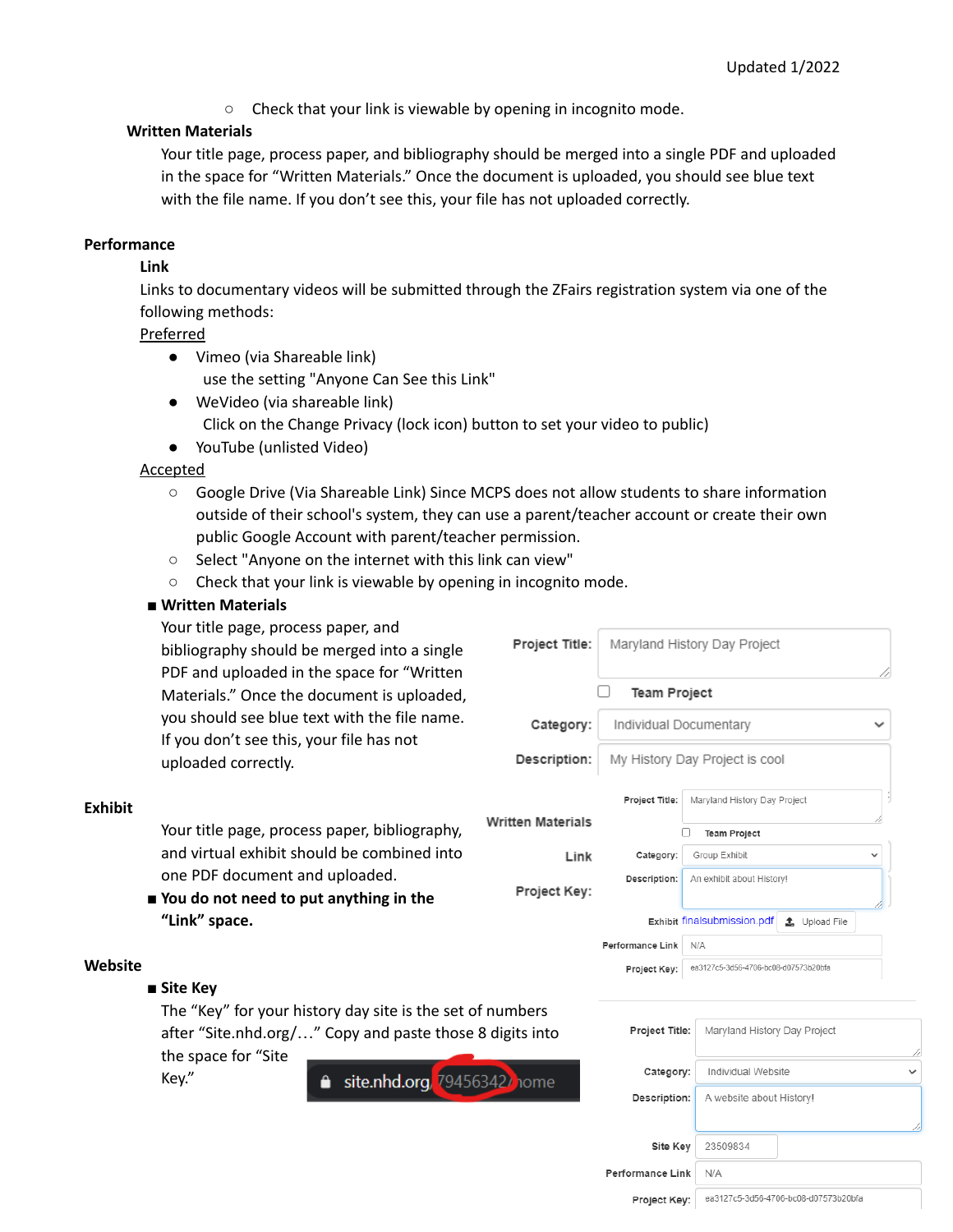- Check that your link is viewable by opening in incognito mode.

**Written Materials**

Your title page, process paper, and bibliography should be merged into a single PDF and uploaded in the space for "Written Materials." Once the document is uploaded, you should see blue text with the file name. If you don't see this, your file has not uploaded correctly.

**Performance**

**Link**

Links to documentary videos will be submitted through the ZFairs registration system via one of the following methods:

Preferred

- Vimeo (via Shareable link)
  use the setting "Anyone Can See this Link"
- WeVideo (via shareable link)
  Click on the Change Privacy (lock icon) button to set your video to public)
- YouTube (unlisted Video)

Accepted

- Google Drive (Via Shareable Link) Since MCPS does not allow students to share information outside of their school's system, they can use a parent/teacher account or create their own public Google Account with parent/teacher permission.
- Select "Anyone on the internet with this link can view"
- Check that your link is viewable by opening in incognito mode.

- **Written Materials**
  Your title page, process paper, and bibliography should be merged into a single PDF and uploaded in the space for "Written Materials." Once the document is uploaded, you should see blue text with the file name. If you don't see this, your file has not uploaded correctly.

Project Title: Maryland History Day Project
Team Project
Category: Individual Documentary
Description: My History Day Project is cool
Written Materials
Link
Project Key:

**Exhibit**

Your title page, process paper, bibliography, and virtual exhibit should be combined into one PDF document and uploaded.

- **You do not need to put anything in the "Link" space.**

Project Title: Maryland History Day Project
Team Project
Category: Group Exhibit
Description: An exhibit about History!
Exhibit finalsubmission.pdf Upload File
Performance Link N/A
Project Key: ea3127c5-3d56-4706-bc08-d07573b20bfa

**Website**

- **Site Key**
  The "Key" for your history day site is the set of numbers after "Site.nhd.org/…" Copy and paste those 8 digits into the space for "Site Key."

site.nhd.org/79456342/home

Project Title: Maryland History Day Project
Category: Individual Website
Description: A website about History!
Site Key 23509834
Performance Link N/A
Project Key: ea3127c5-3d56-4706-bc08-d07573b20bfa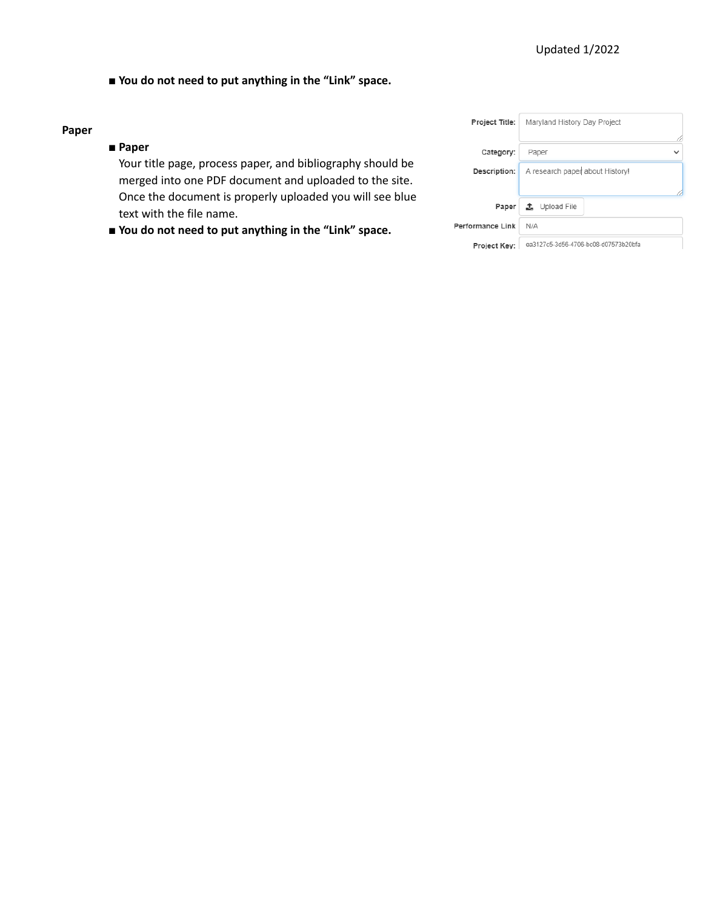Updated 1/2022

- **You do not need to put anything in the "Link" space.**

**Paper**

- **Paper**

  Your title page, process paper, and bibliography should be merged into one PDF document and uploaded to the site. Once the document is properly uploaded you will see blue text with the file name.

- **You do not need to put anything in the "Link" space.**

Project Title: Maryland History Day Project

Category: Paper

Description: A research paper about History!

Paper: Upload File

Performance Link: N/A

Project Key: ea3127c5-3d56-4706-bc08-d07573b20bfa